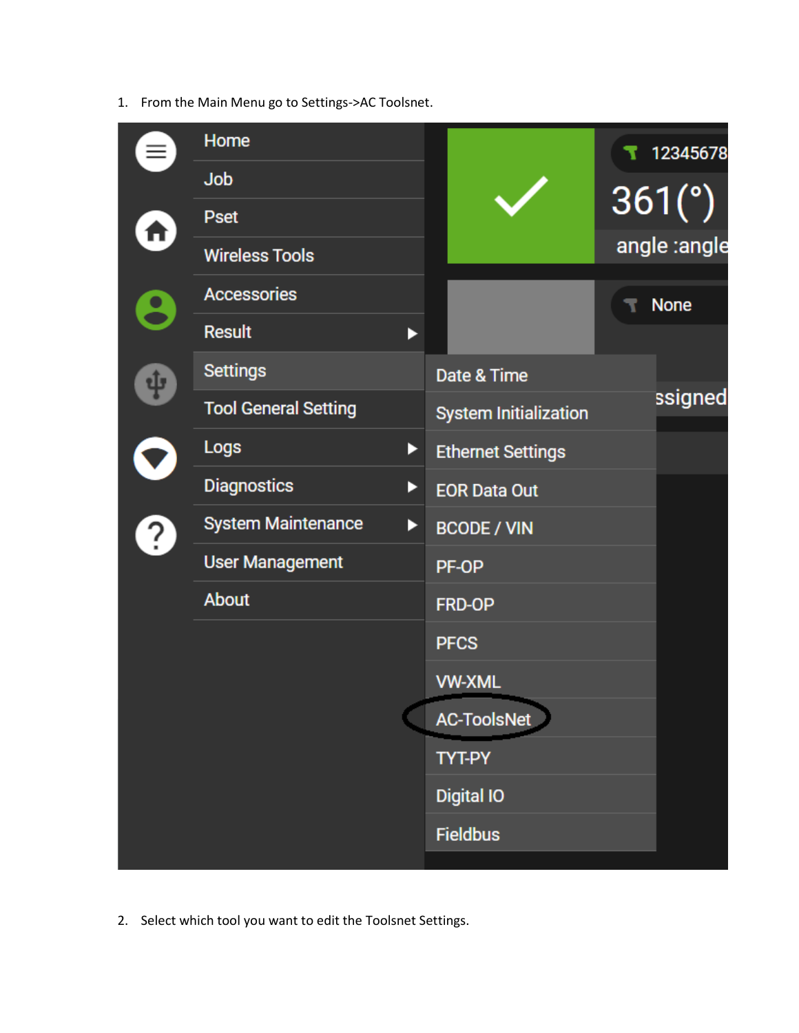1. From the Main Menu go to Settings->AC Toolsnet.

2. Select which tool you want to edit the Toolsnet Settings.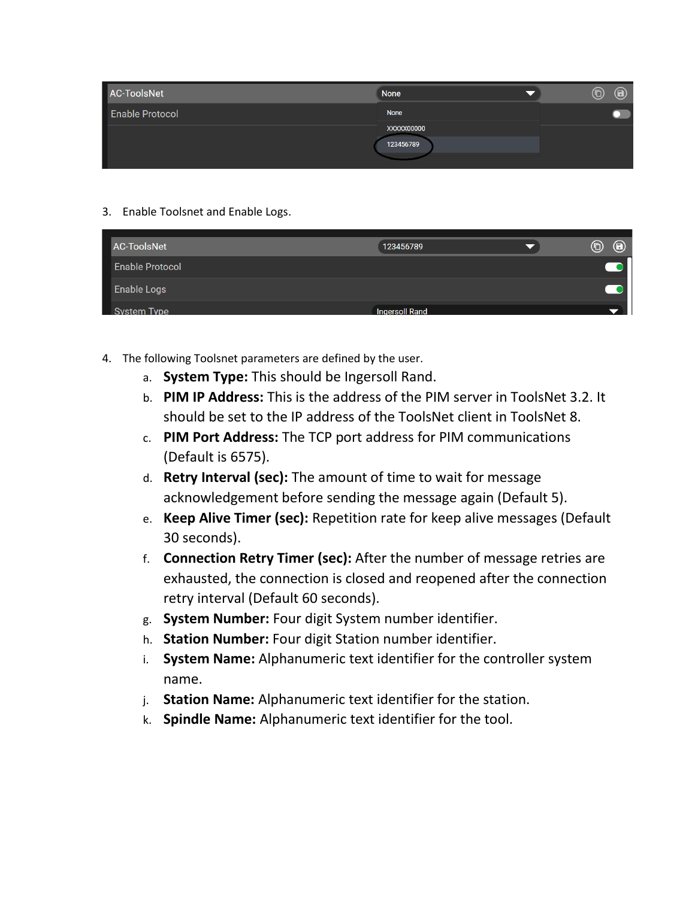3. Enable Toolsnet and Enable Logs.

4. The following Toolsnet parameters are defined by the user.
   a. **System Type:** This should be Ingersoll Rand.
   b. **PIM IP Address:** This is the address of the PIM server in ToolsNet 3.2. It should be set to the IP address of the ToolsNet client in ToolsNet 8.
   c. **PIM Port Address:** The TCP port address for PIM communications (Default is 6575).
   d. **Retry Interval (sec):** The amount of time to wait for message acknowledgement before sending the message again (Default 5).
   e. **Keep Alive Timer (sec):** Repetition rate for keep alive messages (Default 30 seconds).
   f. **Connection Retry Timer (sec):** After the number of message retries are exhausted, the connection is closed and reopened after the connection retry interval (Default 60 seconds).
   g. **System Number:** Four digit System number identifier.
   h. **Station Number:** Four digit Station number identifier.
   i. **System Name:** Alphanumeric text identifier for the controller system name.
   j. **Station Name:** Alphanumeric text identifier for the station.
   k. **Spindle Name:** Alphanumeric text identifier for the tool.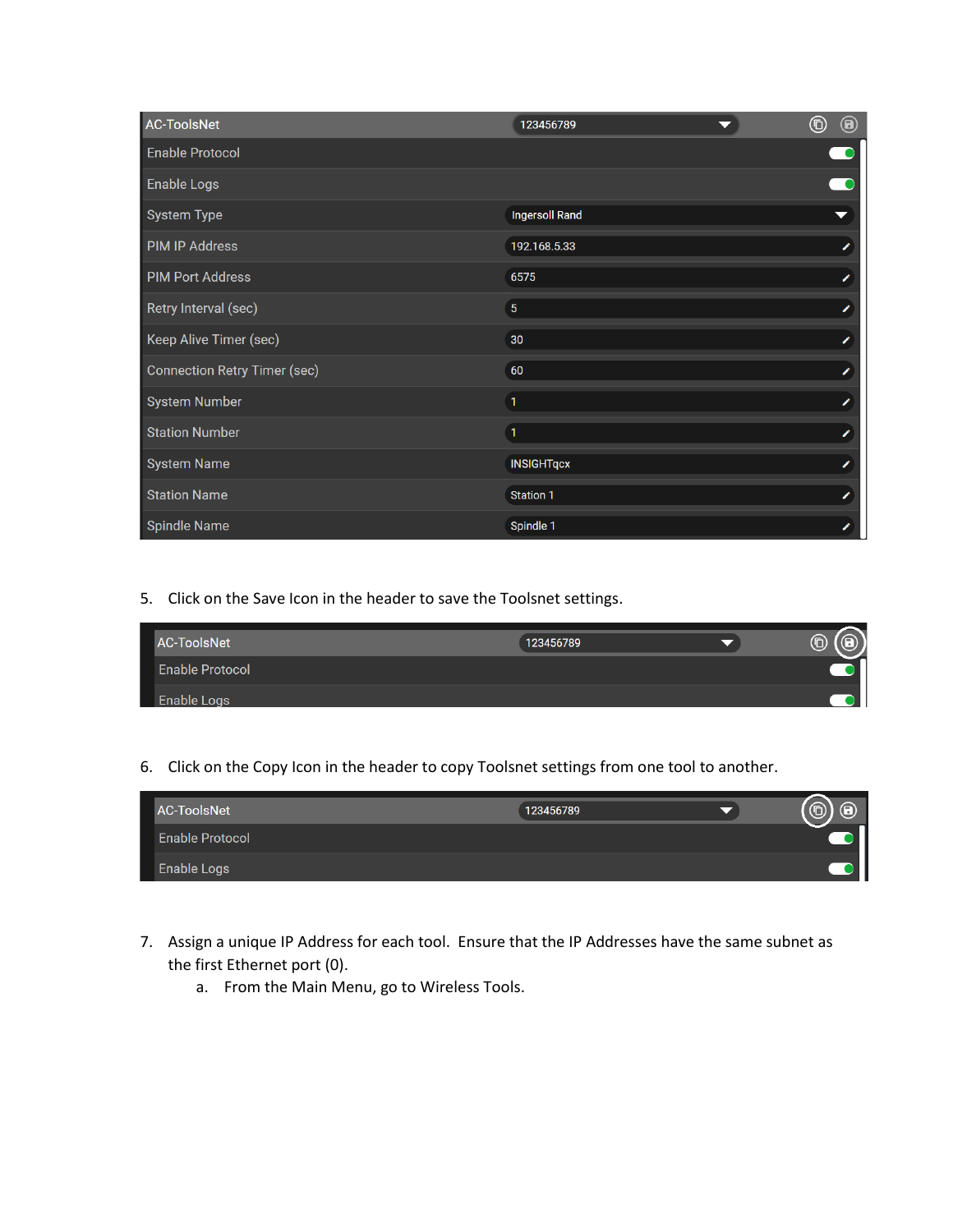| AC-ToolsNet | 123456789 |
| --- | --- |
| Enable Protocol | |
| Enable Logs | |
| System Type | Ingersoll Rand |
| PIM IP Address | 192.168.5.33 |
| PIM Port Address | 6575 |
| Retry Interval (sec) | 5 |
| Keep Alive Timer (sec) | 30 |
| Connection Retry Timer (sec) | 60 |
| System Number | 1 |
| Station Number | 1 |
| System Name | INSIGHTqcx |
| Station Name | Station 1 |
| Spindle Name | Spindle 1 |

5. Click on the Save Icon in the header to save the Toolsnet settings.

| AC-ToolsNet | 123456789 |
| --- | --- |
| Enable Protocol | |
| Enable Logs | |

6. Click on the Copy Icon in the header to copy Toolsnet settings from one tool to another.

| AC-ToolsNet | 123456789 |
| --- | --- |
| Enable Protocol | |
| Enable Logs | |

7. Assign a unique IP Address for each tool. Ensure that the IP Addresses have the same subnet as the first Ethernet port (0).
   a. From the Main Menu, go to Wireless Tools.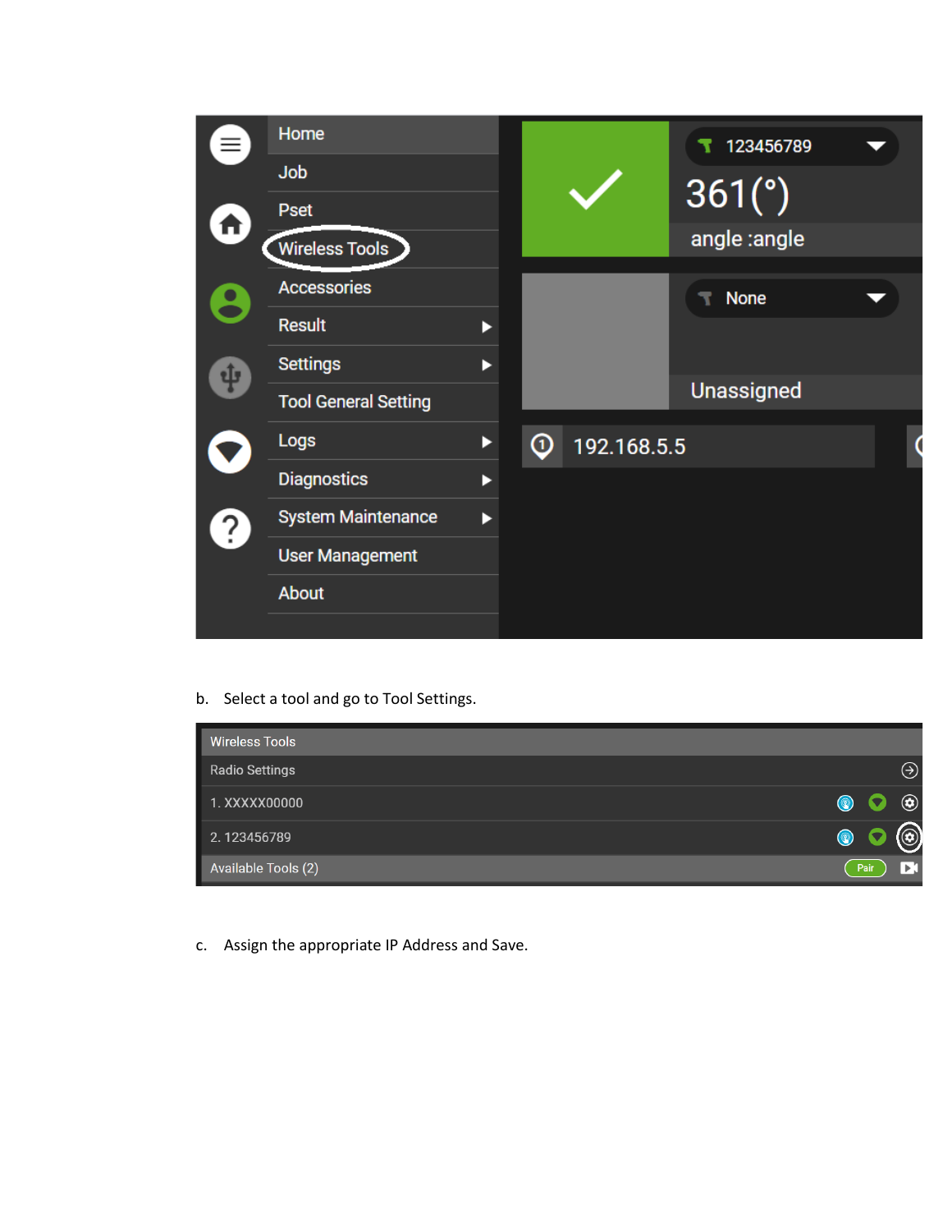b. Select a tool and go to Tool Settings.

c. Assign the appropriate IP Address and Save.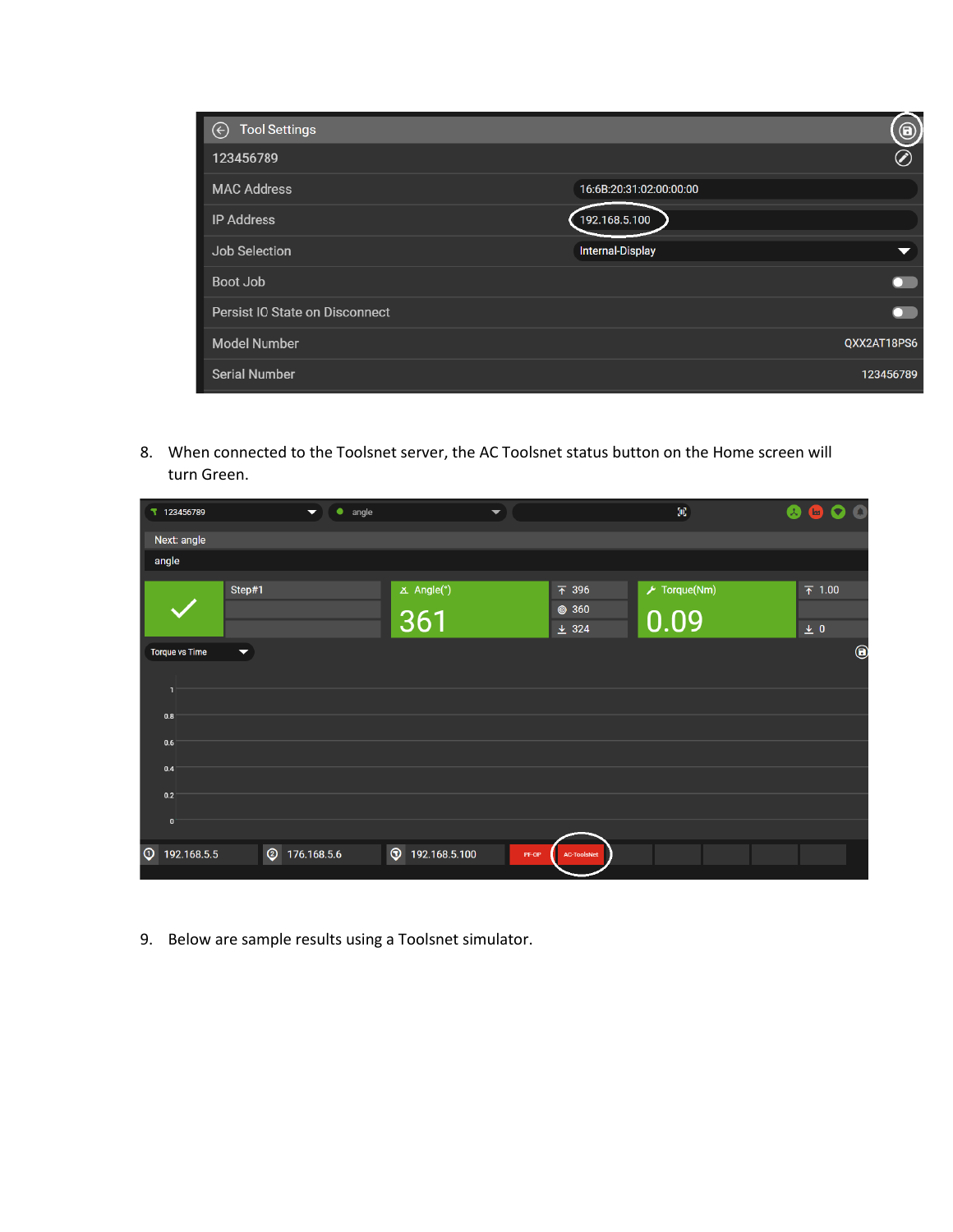8. When connected to the Toolsnet server, the AC Toolsnet status button on the Home screen will turn Green.

9. Below are sample results using a Toolsnet simulator.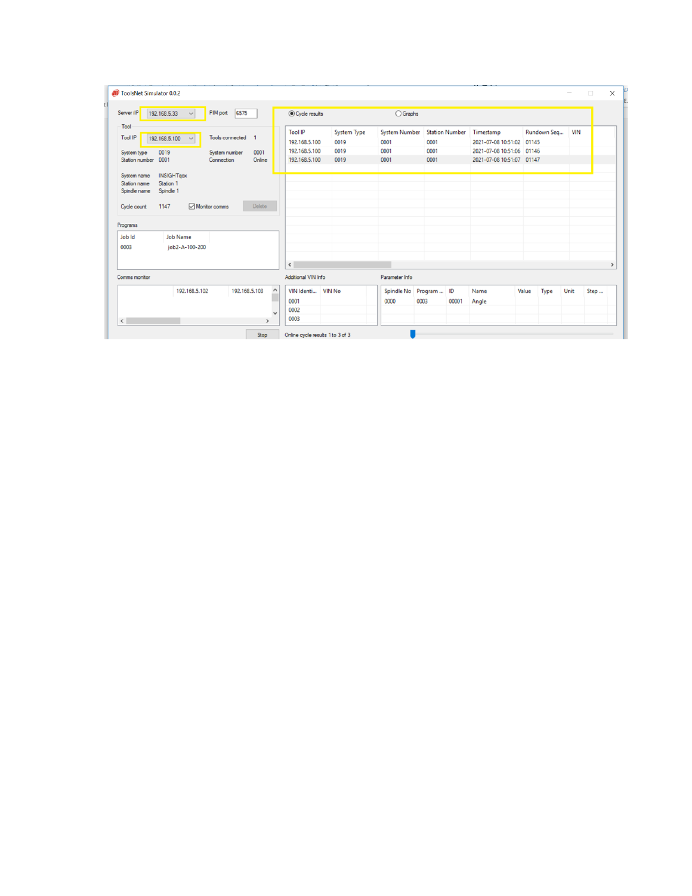ToolsNet Simulator 0.0.2

Server IP 192.168.5.33 PIM port 6575

Tool

Tool IP 192.168.5.100 Tools connected 1

System type 0019 System number 0001
Station number 0001 Connection Online

System name INSIGHTqcx
Station name Station 1
Spindle name Spindle 1

Cycle count 1147 Monitor comms Delete

Programs

| Job Id | Job Name |
|---|---|
| 0003 | job2-A-100-200 |

Comms monitor

| | 192.168.5.102 | 192.168.5.103 |
|---|---|---|

Stop

Cycle results Graphs

| Tool IP | System Type | System Number | Station Number | Timestamp | Rundown Seq... | VIN |
|---|---|---|---|---|---|---|
| 192.168.5.100 | 0019 | 0001 | 0001 | 2021-07-08 10:51:02 | 01145 | |
| 192.168.5.100 | 0019 | 0001 | 0001 | 2021-07-08 10:51:06 | 01146 | |
| 192.168.5.100 | 0019 | 0001 | 0001 | 2021-07-08 10:51:07 | 01147 | |

Additional VIN Info

| VIN Identi... | VIN No |
|---|---|
| 0001 | |
| 0002 | |
| 0003 | |

Parameter Info

| Spindle No | Program ... | ID | Name | Value | Type | Unit | Step ... |
|---|---|---|---|---|---|---|---|
| 0000 | 0003 | 00001 | Angle | | | | |

Online cycle results 1 to 3 of 3